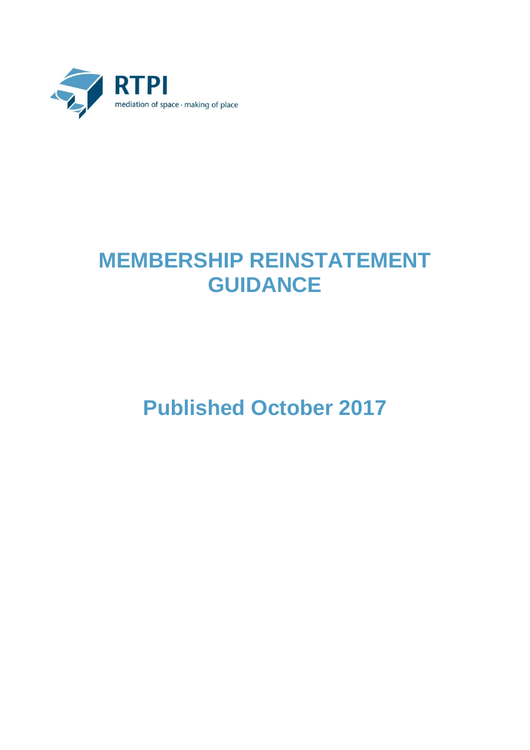RTPI

mediation of space · making of place

# MEMBERSHIP REINSTATEMENT GUIDANCE

## Published October 2017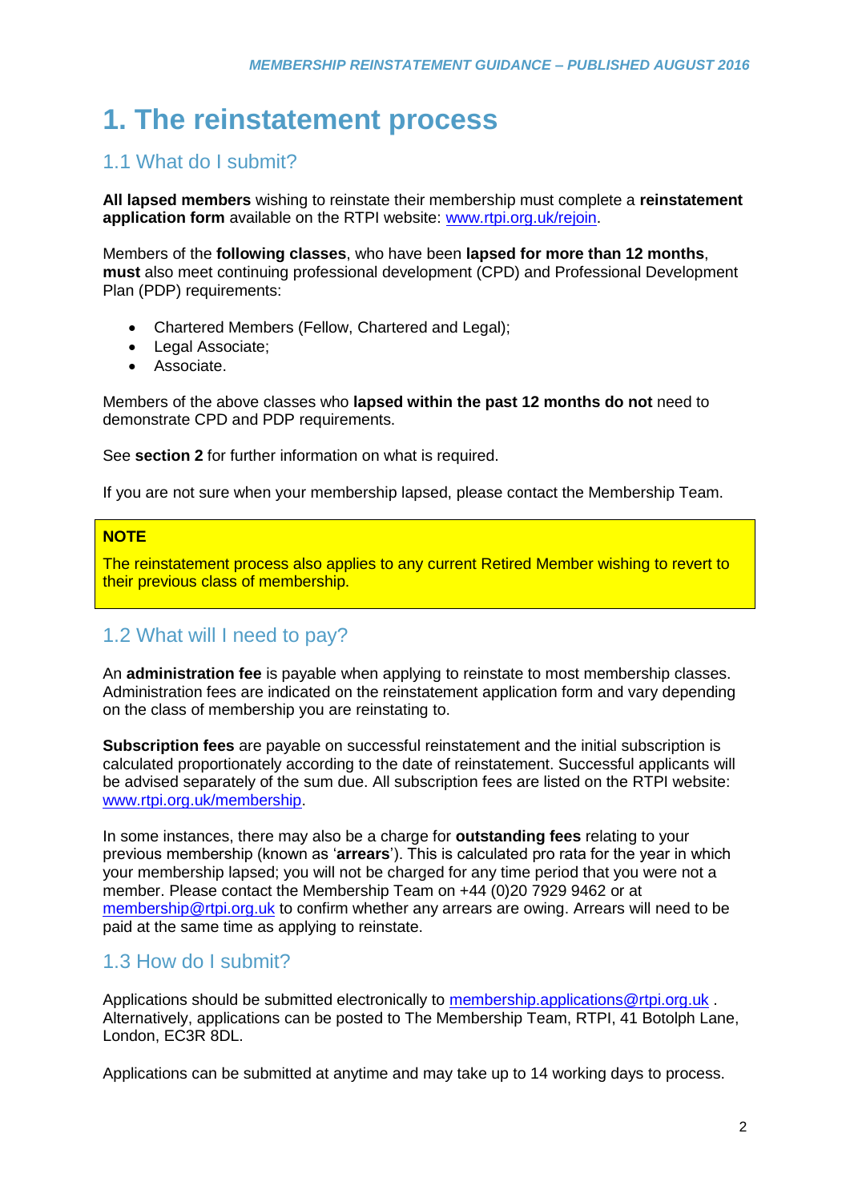# 1. The reinstatement process

## 1.1 What do I submit?

**All lapsed members** wishing to reinstate their membership must complete a **reinstatement application form** available on the RTPI website: www.rtpi.org.uk/rejoin.

Members of the **following classes**, who have been **lapsed for more than 12 months**, **must** also meet continuing professional development (CPD) and Professional Development Plan (PDP) requirements:

- Chartered Members (Fellow, Chartered and Legal);
- Legal Associate;
- Associate.

Members of the above classes who **lapsed within the past 12 months do not** need to demonstrate CPD and PDP requirements.

See **section 2** for further information on what is required.

If you are not sure when your membership lapsed, please contact the Membership Team.

> **NOTE**
>
> The reinstatement process also applies to any current Retired Member wishing to revert to their previous class of membership.

## 1.2 What will I need to pay?

An **administration fee** is payable when applying to reinstate to most membership classes. Administration fees are indicated on the reinstatement application form and vary depending on the class of membership you are reinstating to.

**Subscription fees** are payable on successful reinstatement and the initial subscription is calculated proportionately according to the date of reinstatement. Successful applicants will be advised separately of the sum due. All subscription fees are listed on the RTPI website: www.rtpi.org.uk/membership.

In some instances, there may also be a charge for **outstanding fees** relating to your previous membership (known as '**arrears**'). This is calculated pro rata for the year in which your membership lapsed; you will not be charged for any time period that you were not a member. Please contact the Membership Team on +44 (0)20 7929 9462 or at membership@rtpi.org.uk to confirm whether any arrears are owing. Arrears will need to be paid at the same time as applying to reinstate.

## 1.3 How do I submit?

Applications should be submitted electronically to membership.applications@rtpi.org.uk . Alternatively, applications can be posted to The Membership Team, RTPI, 41 Botolph Lane, London, EC3R 8DL.

Applications can be submitted at anytime and may take up to 14 working days to process.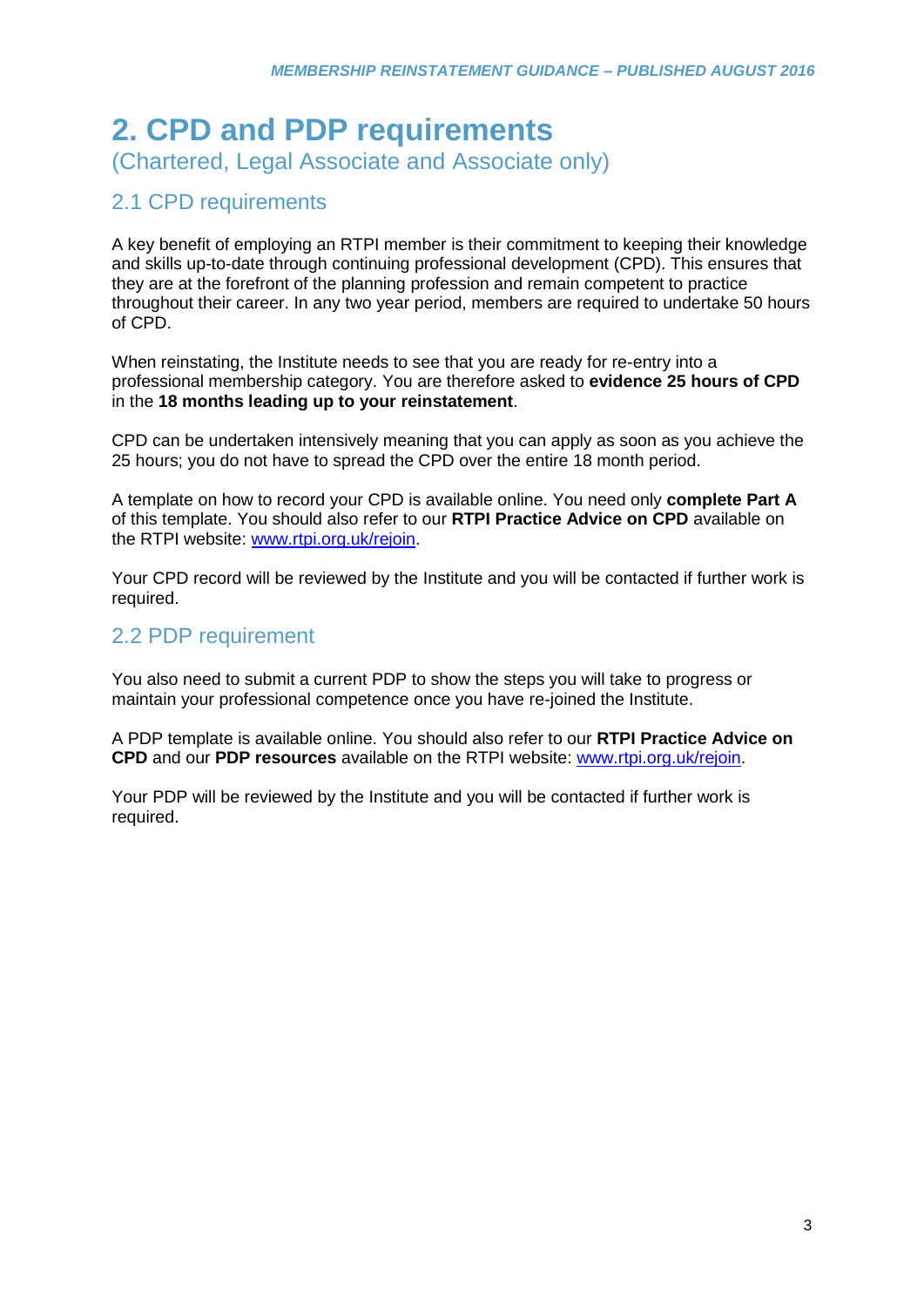# 2. CPD and PDP requirements

(Chartered, Legal Associate and Associate only)

## 2.1 CPD requirements

A key benefit of employing an RTPI member is their commitment to keeping their knowledge and skills up-to-date through continuing professional development (CPD). This ensures that they are at the forefront of the planning profession and remain competent to practice throughout their career. In any two year period, members are required to undertake 50 hours of CPD.

When reinstating, the Institute needs to see that you are ready for re-entry into a professional membership category. You are therefore asked to **evidence 25 hours of CPD** in the **18 months leading up to your reinstatement**.

CPD can be undertaken intensively meaning that you can apply as soon as you achieve the 25 hours; you do not have to spread the CPD over the entire 18 month period.

A template on how to record your CPD is available online. You need only **complete Part A** of this template. You should also refer to our **RTPI Practice Advice on CPD** available on the RTPI website: [www.rtpi.org.uk/rejoin](http://www.rtpi.org.uk/rejoin).

Your CPD record will be reviewed by the Institute and you will be contacted if further work is required.

## 2.2 PDP requirement

You also need to submit a current PDP to show the steps you will take to progress or maintain your professional competence once you have re-joined the Institute.

A PDP template is available online. You should also refer to our **RTPI Practice Advice on CPD** and our **PDP resources** available on the RTPI website: [www.rtpi.org.uk/rejoin](http://www.rtpi.org.uk/rejoin).

Your PDP will be reviewed by the Institute and you will be contacted if further work is required.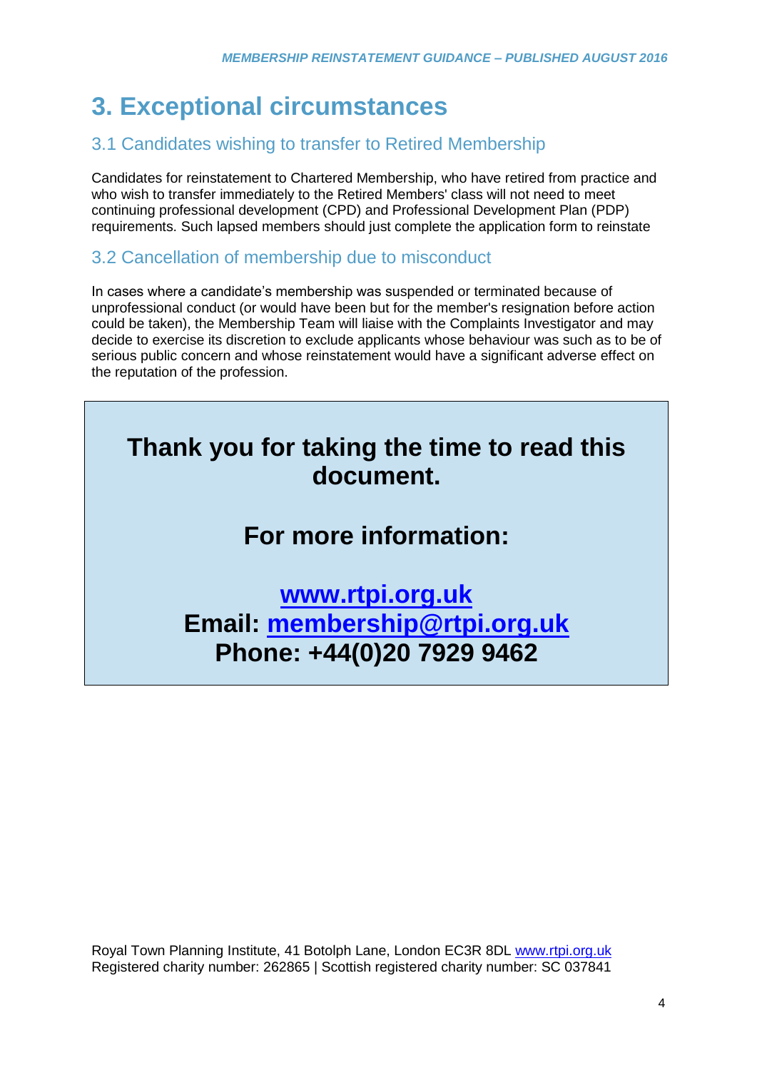# 3. Exceptional circumstances

## 3.1 Candidates wishing to transfer to Retired Membership

Candidates for reinstatement to Chartered Membership, who have retired from practice and who wish to transfer immediately to the Retired Members' class will not need to meet continuing professional development (CPD) and Professional Development Plan (PDP) requirements. Such lapsed members should just complete the application form to reinstate

## 3.2 Cancellation of membership due to misconduct

In cases where a candidate's membership was suspended or terminated because of unprofessional conduct (or would have been but for the member's resignation before action could be taken), the Membership Team will liaise with the Complaints Investigator and may decide to exercise its discretion to exclude applicants whose behaviour was such as to be of serious public concern and whose reinstatement would have a significant adverse effect on the reputation of the profession.

**Thank you for taking the time to read this document.**

**For more information:**

**www.rtpi.org.uk**
**Email: membership@rtpi.org.uk**
**Phone: +44(0)20 7929 9462**

Royal Town Planning Institute, 41 Botolph Lane, London EC3R 8DL www.rtpi.org.uk
Registered charity number: 262865 | Scottish registered charity number: SC 037841